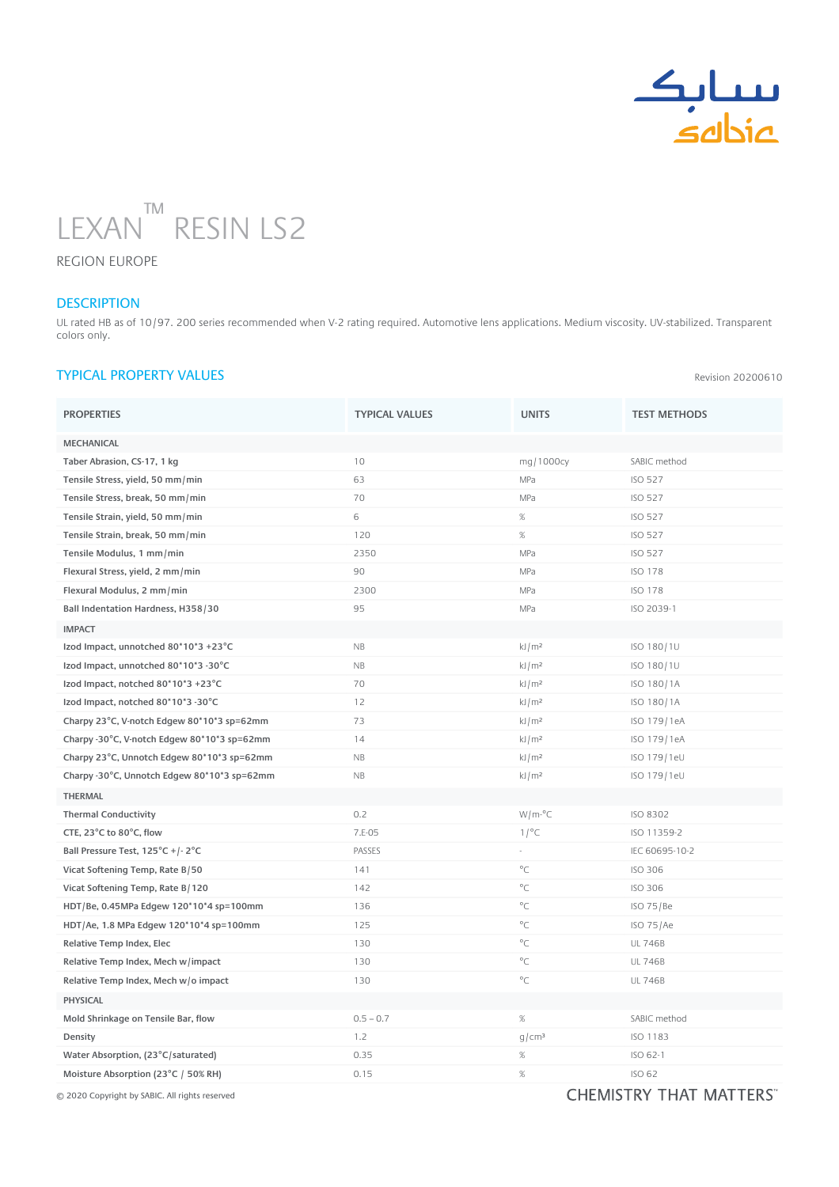# LEXAN™ RESIN LS2

REGION EUROPE

## DESCRIPTION

UL rated HB as of 10/97. 200 series recommended when V-2 rating required. Automotive lens applications. Medium viscosity. UV-stabilized. Transparent colors only.

## TYPICAL PROPERTY VALUES

Revision 20200610

| PROPERTIES | TYPICAL VALUES | UNITS | TEST METHODS |
|---|---|---|---|
| **MECHANICAL** | | | |
| Taber Abrasion, CS-17, 1 kg | 10 | mg/1000cy | SABIC method |
| Tensile Stress, yield, 50 mm/min | 63 | MPa | ISO 527 |
| Tensile Stress, break, 50 mm/min | 70 | MPa | ISO 527 |
| Tensile Strain, yield, 50 mm/min | 6 | % | ISO 527 |
| Tensile Strain, break, 50 mm/min | 120 | % | ISO 527 |
| Tensile Modulus, 1 mm/min | 2350 | MPa | ISO 527 |
| Flexural Stress, yield, 2 mm/min | 90 | MPa | ISO 178 |
| Flexural Modulus, 2 mm/min | 2300 | MPa | ISO 178 |
| Ball Indentation Hardness, H358/30 | 95 | MPa | ISO 2039-1 |
| **IMPACT** | | | |
| Izod Impact, unnotched 80*10*3 +23°C | NB | kJ/m² | ISO 180/1U |
| Izod Impact, unnotched 80*10*3 -30°C | NB | kJ/m² | ISO 180/1U |
| Izod Impact, notched 80*10*3 +23°C | 70 | kJ/m² | ISO 180/1A |
| Izod Impact, notched 80*10*3 -30°C | 12 | kJ/m² | ISO 180/1A |
| Charpy 23°C, V-notch Edgew 80*10*3 sp=62mm | 73 | kJ/m² | ISO 179/1eA |
| Charpy -30°C, V-notch Edgew 80*10*3 sp=62mm | 14 | kJ/m² | ISO 179/1eA |
| Charpy 23°C, Unnotch Edgew 80*10*3 sp=62mm | NB | kJ/m² | ISO 179/1eU |
| Charpy -30°C, Unnotch Edgew 80*10*3 sp=62mm | NB | kJ/m² | ISO 179/1eU |
| **THERMAL** | | | |
| Thermal Conductivity | 0.2 | W/m-°C | ISO 8302 |
| CTE, 23°C to 80°C, flow | 7.E-05 | 1/°C | ISO 11359-2 |
| Ball Pressure Test, 125°C +/- 2°C | PASSES | - | IEC 60695-10-2 |
| Vicat Softening Temp, Rate B/50 | 141 | °C | ISO 306 |
| Vicat Softening Temp, Rate B/120 | 142 | °C | ISO 306 |
| HDT/Be, 0.45MPa Edgew 120*10*4 sp=100mm | 136 | °C | ISO 75/Be |
| HDT/Ae, 1.8 MPa Edgew 120*10*4 sp=100mm | 125 | °C | ISO 75/Ae |
| Relative Temp Index, Elec | 130 | °C | UL 746B |
| Relative Temp Index, Mech w/impact | 130 | °C | UL 746B |
| Relative Temp Index, Mech w/o impact | 130 | °C | UL 746B |
| **PHYSICAL** | | | |
| Mold Shrinkage on Tensile Bar, flow | 0.5 – 0.7 | % | SABIC method |
| Density | 1.2 | g/cm³ | ISO 1183 |
| Water Absorption, (23°C/saturated) | 0.35 | % | ISO 62-1 |
| Moisture Absorption (23°C / 50% RH) | 0.15 | % | ISO 62 |

© 2020 Copyright by SABIC. All rights reserved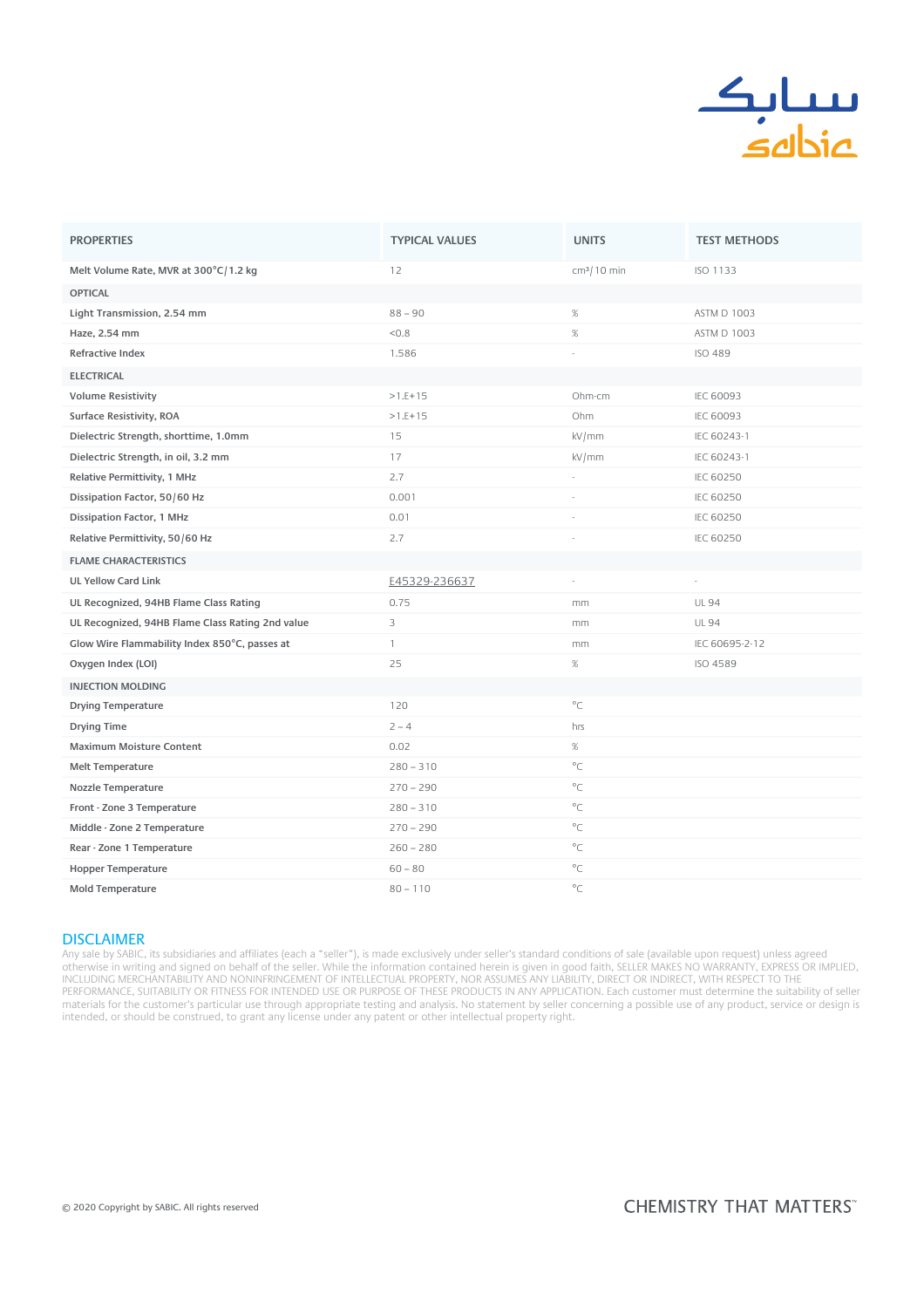| PROPERTIES | TYPICAL VALUES | UNITS | TEST METHODS |
|---|---|---|---|
| Melt Volume Rate, MVR at 300°C/1.2 kg | 12 | cm³/10 min | ISO 1133 |
| OPTICAL | | | |
| Light Transmission, 2.54 mm | 88 – 90 | % | ASTM D 1003 |
| Haze, 2.54 mm | <0.8 | % | ASTM D 1003 |
| Refractive Index | 1.586 | - | ISO 489 |
| ELECTRICAL | | | |
| Volume Resistivity | >1.E+15 | Ohm-cm | IEC 60093 |
| Surface Resistivity, ROA | >1.E+15 | Ohm | IEC 60093 |
| Dielectric Strength, shorttime, 1.0mm | 15 | kV/mm | IEC 60243-1 |
| Dielectric Strength, in oil, 3.2 mm | 17 | kV/mm | IEC 60243-1 |
| Relative Permittivity, 1 MHz | 2.7 | - | IEC 60250 |
| Dissipation Factor, 50/60 Hz | 0.001 | - | IEC 60250 |
| Dissipation Factor, 1 MHz | 0.01 | - | IEC 60250 |
| Relative Permittivity, 50/60 Hz | 2.7 | - | IEC 60250 |
| FLAME CHARACTERISTICS | | | |
| UL Yellow Card Link | E45329-236637 | - | - |
| UL Recognized, 94HB Flame Class Rating | 0.75 | mm | UL 94 |
| UL Recognized, 94HB Flame Class Rating 2nd value | 3 | mm | UL 94 |
| Glow Wire Flammability Index 850°C, passes at | 1 | mm | IEC 60695-2-12 |
| Oxygen Index (LOI) | 25 | % | ISO 4589 |
| INJECTION MOLDING | | | |
| Drying Temperature | 120 | °C | |
| Drying Time | 2 – 4 | hrs | |
| Maximum Moisture Content | 0.02 | % | |
| Melt Temperature | 280 – 310 | °C | |
| Nozzle Temperature | 270 – 290 | °C | |
| Front - Zone 3 Temperature | 280 – 310 | °C | |
| Middle - Zone 2 Temperature | 270 – 290 | °C | |
| Rear - Zone 1 Temperature | 260 – 280 | °C | |
| Hopper Temperature | 60 – 80 | °C | |
| Mold Temperature | 80 – 110 | °C | |

## DISCLAIMER

Any sale by SABIC, its subsidiaries and affiliates (each a "seller"), is made exclusively under seller's standard conditions of sale (available upon request) unless agreed otherwise in writing and signed on behalf of the seller. While the information contained herein is given in good faith, SELLER MAKES NO WARRANTY, EXPRESS OR IMPLIED, INCLUDING MERCHANTABILITY AND NONINFRINGEMENT OF INTELLECTUAL PROPERTY, NOR ASSUMES ANY LIABILITY, DIRECT OR INDIRECT, WITH RESPECT TO THE PERFORMANCE, SUITABILITY OR FITNESS FOR INTENDED USE OR PURPOSE OF THESE PRODUCTS IN ANY APPLICATION. Each customer must determine the suitability of seller materials for the customer's particular use through appropriate testing and analysis. No statement by seller concerning a possible use of any product, service or design is intended, or should be construed, to grant any license under any patent or other intellectual property right.

© 2020 Copyright by SABIC. All rights reserved

CHEMISTRY THAT MATTERS™